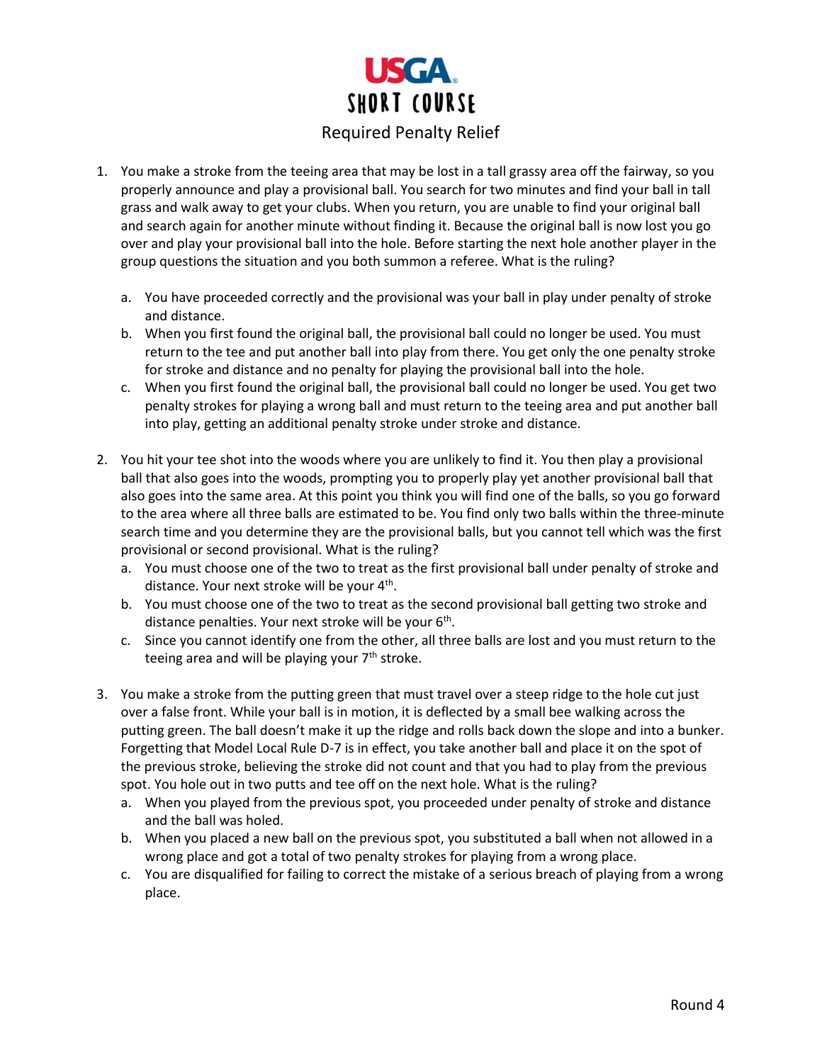# USGA SHORT COURSE

## Required Penalty Relief

1. You make a stroke from the teeing area that may be lost in a tall grassy area off the fairway, so you properly announce and play a provisional ball. You search for two minutes and find your ball in tall grass and walk away to get your clubs. When you return, you are unable to find your original ball and search again for another minute without finding it. Because the original ball is now lost you go over and play your provisional ball into the hole. Before starting the next hole another player in the group questions the situation and you both summon a referee. What is the ruling?

   a. You have proceeded correctly and the provisional was your ball in play under penalty of stroke and distance.

   b. When you first found the original ball, the provisional ball could no longer be used. You must return to the tee and put another ball into play from there. You get only the one penalty stroke for stroke and distance and no penalty for playing the provisional ball into the hole.

   c. When you first found the original ball, the provisional ball could no longer be used. You get two penalty strokes for playing a wrong ball and must return to the teeing area and put another ball into play, getting an additional penalty stroke under stroke and distance.

2. You hit your tee shot into the woods where you are unlikely to find it. You then play a provisional ball that also goes into the woods, prompting you to properly play yet another provisional ball that also goes into the same area. At this point you think you will find one of the balls, so you go forward to the area where all three balls are estimated to be. You find only two balls within the three-minute search time and you determine they are the provisional balls, but you cannot tell which was the first provisional or second provisional. What is the ruling?

   a. You must choose one of the two to treat as the first provisional ball under penalty of stroke and distance. Your next stroke will be your 4th.

   b. You must choose one of the two to treat as the second provisional ball getting two stroke and distance penalties. Your next stroke will be your 6th.

   c. Since you cannot identify one from the other, all three balls are lost and you must return to the teeing area and will be playing your 7th stroke.

3. You make a stroke from the putting green that must travel over a steep ridge to the hole cut just over a false front. While your ball is in motion, it is deflected by a small bee walking across the putting green. The ball doesn't make it up the ridge and rolls back down the slope and into a bunker. Forgetting that Model Local Rule D-7 is in effect, you take another ball and place it on the spot of the previous stroke, believing the stroke did not count and that you had to play from the previous spot. You hole out in two putts and tee off on the next hole. What is the ruling?

   a. When you played from the previous spot, you proceeded under penalty of stroke and distance and the ball was holed.

   b. When you placed a new ball on the previous spot, you substituted a ball when not allowed in a wrong place and got a total of two penalty strokes for playing from a wrong place.

   c. You are disqualified for failing to correct the mistake of a serious breach of playing from a wrong place.

Round 4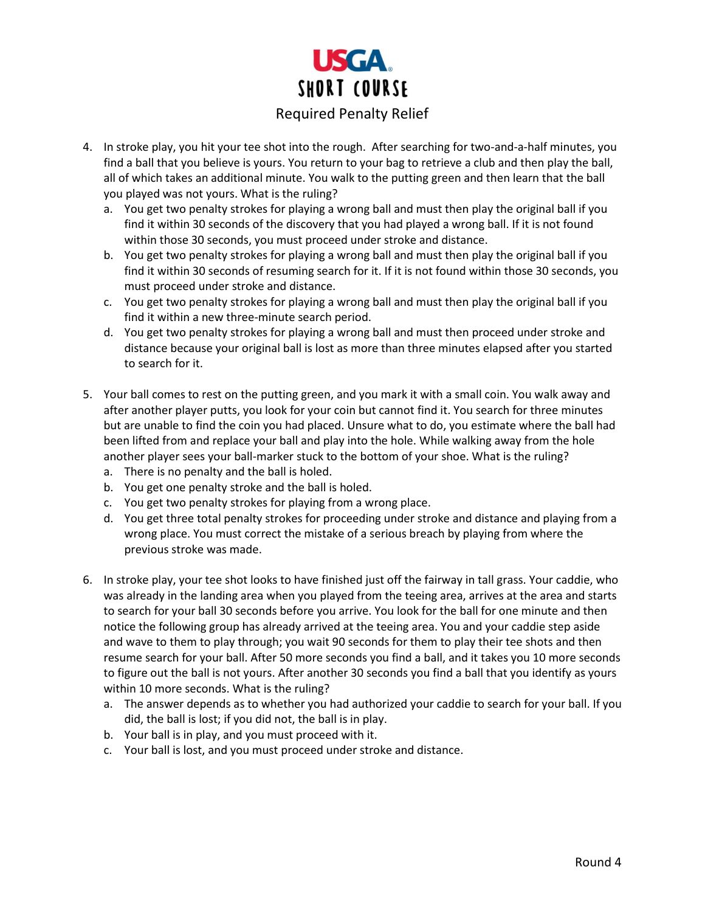# USGA SHORT COURSE

## Required Penalty Relief

4. In stroke play, you hit your tee shot into the rough. After searching for two-and-a-half minutes, you find a ball that you believe is yours. You return to your bag to retrieve a club and then play the ball, all of which takes an additional minute. You walk to the putting green and then learn that the ball you played was not yours. What is the ruling?
   a. You get two penalty strokes for playing a wrong ball and must then play the original ball if you find it within 30 seconds of the discovery that you had played a wrong ball. If it is not found within those 30 seconds, you must proceed under stroke and distance.
   b. You get two penalty strokes for playing a wrong ball and must then play the original ball if you find it within 30 seconds of resuming search for it. If it is not found within those 30 seconds, you must proceed under stroke and distance.
   c. You get two penalty strokes for playing a wrong ball and must then play the original ball if you find it within a new three-minute search period.
   d. You get two penalty strokes for playing a wrong ball and must then proceed under stroke and distance because your original ball is lost as more than three minutes elapsed after you started to search for it.

5. Your ball comes to rest on the putting green, and you mark it with a small coin. You walk away and after another player putts, you look for your coin but cannot find it. You search for three minutes but are unable to find the coin you had placed. Unsure what to do, you estimate where the ball had been lifted from and replace your ball and play into the hole. While walking away from the hole another player sees your ball-marker stuck to the bottom of your shoe. What is the ruling?
   a. There is no penalty and the ball is holed.
   b. You get one penalty stroke and the ball is holed.
   c. You get two penalty strokes for playing from a wrong place.
   d. You get three total penalty strokes for proceeding under stroke and distance and playing from a wrong place. You must correct the mistake of a serious breach by playing from where the previous stroke was made.

6. In stroke play, your tee shot looks to have finished just off the fairway in tall grass. Your caddie, who was already in the landing area when you played from the teeing area, arrives at the area and starts to search for your ball 30 seconds before you arrive. You look for the ball for one minute and then notice the following group has already arrived at the teeing area. You and your caddie step aside and wave to them to play through; you wait 90 seconds for them to play their tee shots and then resume search for your ball. After 50 more seconds you find a ball, and it takes you 10 more seconds to figure out the ball is not yours. After another 30 seconds you find a ball that you identify as yours within 10 more seconds. What is the ruling?
   a. The answer depends as to whether you had authorized your caddie to search for your ball. If you did, the ball is lost; if you did not, the ball is in play.
   b. Your ball is in play, and you must proceed with it.
   c. Your ball is lost, and you must proceed under stroke and distance.

Round 4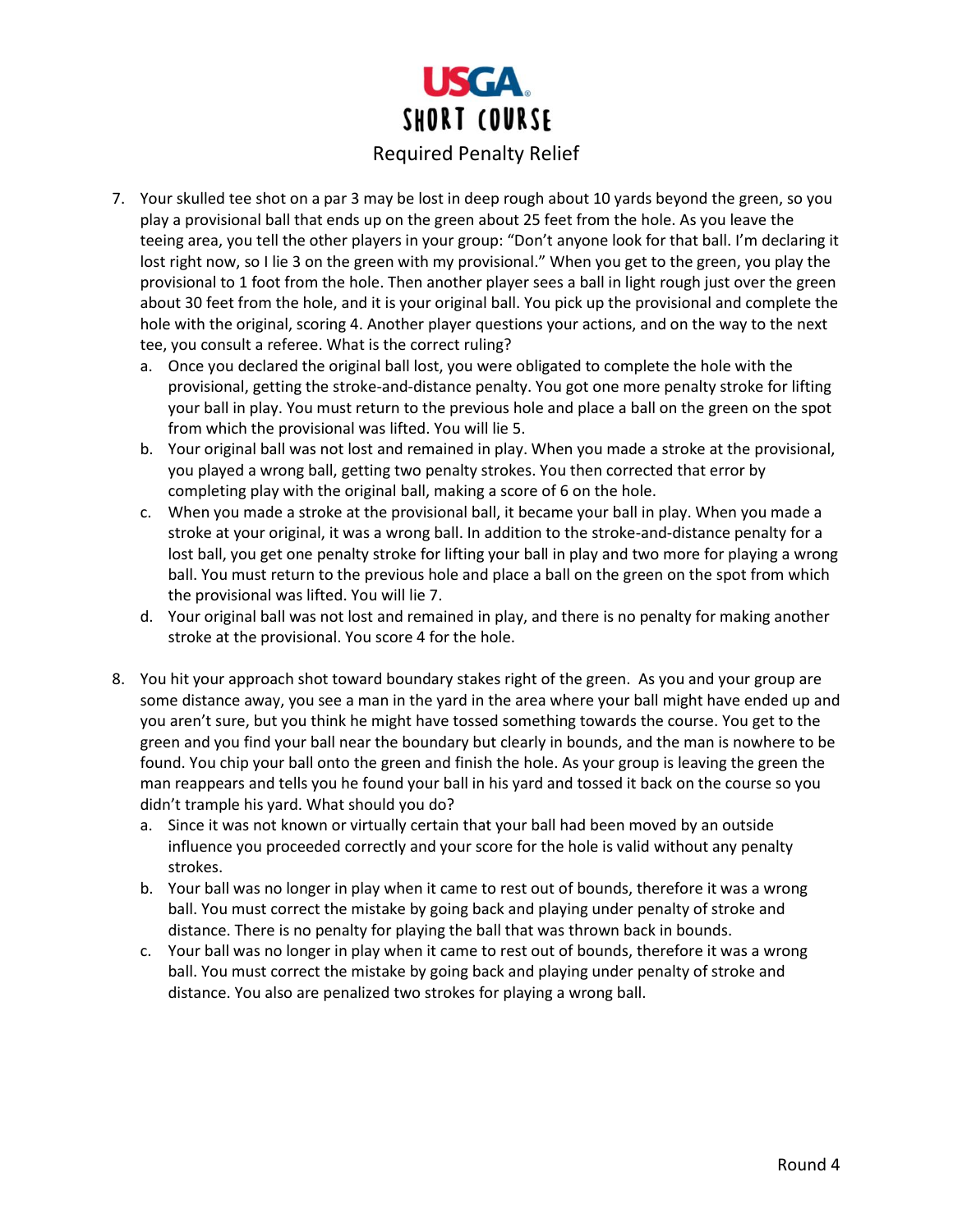# USGA SHORT COURSE

## Required Penalty Relief

7. Your skulled tee shot on a par 3 may be lost in deep rough about 10 yards beyond the green, so you play a provisional ball that ends up on the green about 25 feet from the hole. As you leave the teeing area, you tell the other players in your group: "Don't anyone look for that ball. I'm declaring it lost right now, so I lie 3 on the green with my provisional." When you get to the green, you play the provisional to 1 foot from the hole. Then another player sees a ball in light rough just over the green about 30 feet from the hole, and it is your original ball. You pick up the provisional and complete the hole with the original, scoring 4. Another player questions your actions, and on the way to the next tee, you consult a referee. What is the correct ruling?
   a. Once you declared the original ball lost, you were obligated to complete the hole with the provisional, getting the stroke-and-distance penalty. You got one more penalty stroke for lifting your ball in play. You must return to the previous hole and place a ball on the green on the spot from which the provisional was lifted. You will lie 5.
   b. Your original ball was not lost and remained in play. When you made a stroke at the provisional, you played a wrong ball, getting two penalty strokes. You then corrected that error by completing play with the original ball, making a score of 6 on the hole.
   c. When you made a stroke at the provisional ball, it became your ball in play. When you made a stroke at your original, it was a wrong ball. In addition to the stroke-and-distance penalty for a lost ball, you get one penalty stroke for lifting your ball in play and two more for playing a wrong ball. You must return to the previous hole and place a ball on the green on the spot from which the provisional was lifted. You will lie 7.
   d. Your original ball was not lost and remained in play, and there is no penalty for making another stroke at the provisional. You score 4 for the hole.

8. You hit your approach shot toward boundary stakes right of the green. As you and your group are some distance away, you see a man in the yard in the area where your ball might have ended up and you aren't sure, but you think he might have tossed something towards the course. You get to the green and you find your ball near the boundary but clearly in bounds, and the man is nowhere to be found. You chip your ball onto the green and finish the hole. As your group is leaving the green the man reappears and tells you he found your ball in his yard and tossed it back on the course so you didn't trample his yard. What should you do?
   a. Since it was not known or virtually certain that your ball had been moved by an outside influence you proceeded correctly and your score for the hole is valid without any penalty strokes.
   b. Your ball was no longer in play when it came to rest out of bounds, therefore it was a wrong ball. You must correct the mistake by going back and playing under penalty of stroke and distance. There is no penalty for playing the ball that was thrown back in bounds.
   c. Your ball was no longer in play when it came to rest out of bounds, therefore it was a wrong ball. You must correct the mistake by going back and playing under penalty of stroke and distance. You also are penalized two strokes for playing a wrong ball.

Round 4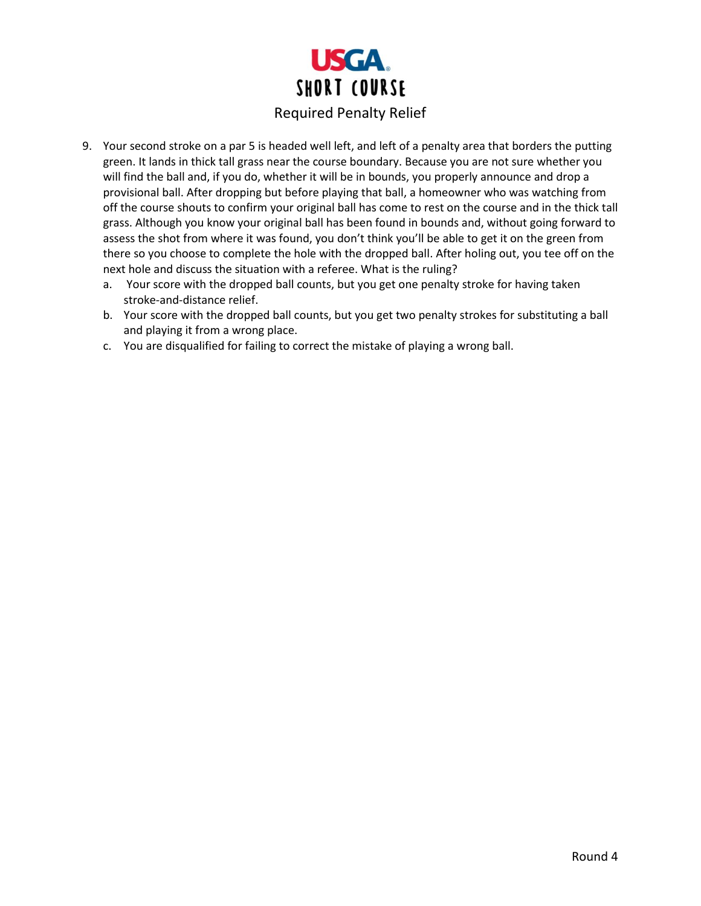# USGA SHORT COURSE

## Required Penalty Relief

9. Your second stroke on a par 5 is headed well left, and left of a penalty area that borders the putting green. It lands in thick tall grass near the course boundary. Because you are not sure whether you will find the ball and, if you do, whether it will be in bounds, you properly announce and drop a provisional ball. After dropping but before playing that ball, a homeowner who was watching from off the course shouts to confirm your original ball has come to rest on the course and in the thick tall grass. Although you know your original ball has been found in bounds and, without going forward to assess the shot from where it was found, you don't think you'll be able to get it on the green from there so you choose to complete the hole with the dropped ball. After holing out, you tee off on the next hole and discuss the situation with a referee. What is the ruling?
   a. Your score with the dropped ball counts, but you get one penalty stroke for having taken stroke-and-distance relief.
   b. Your score with the dropped ball counts, but you get two penalty strokes for substituting a ball and playing it from a wrong place.
   c. You are disqualified for failing to correct the mistake of playing a wrong ball.

Round 4